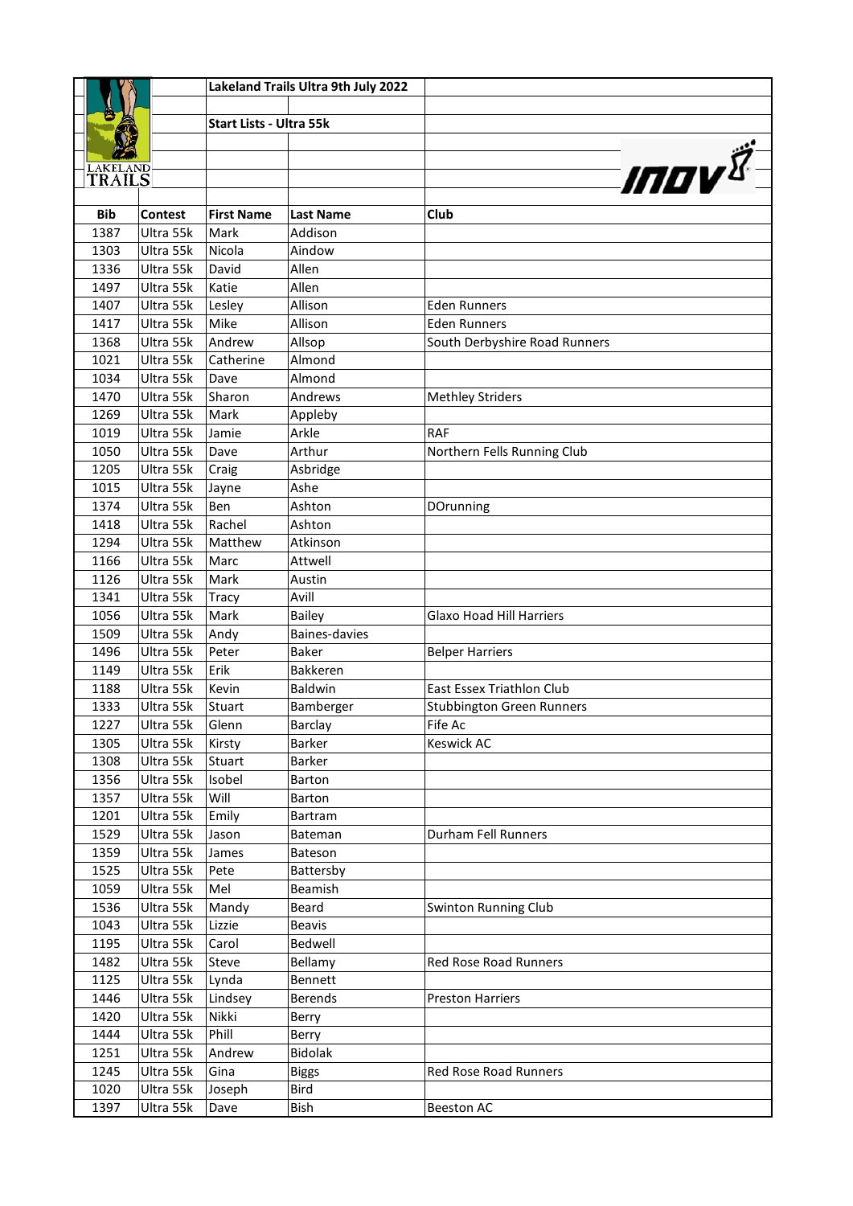## Lakeland Trails Ultra 9th July 2022

### Start Lists - Ultra 55k

| Bib | Contest | First Name | Last Name | Club |
|---|---|---|---|---|
| 1387 | Ultra 55k | Mark | Addison | |
| 1303 | Ultra 55k | Nicola | Aindow | |
| 1336 | Ultra 55k | David | Allen | |
| 1497 | Ultra 55k | Katie | Allen | |
| 1407 | Ultra 55k | Lesley | Allison | Eden Runners |
| 1417 | Ultra 55k | Mike | Allison | Eden Runners |
| 1368 | Ultra 55k | Andrew | Allsop | South Derbyshire Road Runners |
| 1021 | Ultra 55k | Catherine | Almond | |
| 1034 | Ultra 55k | Dave | Almond | |
| 1470 | Ultra 55k | Sharon | Andrews | Methley Striders |
| 1269 | Ultra 55k | Mark | Appleby | |
| 1019 | Ultra 55k | Jamie | Arkle | RAF |
| 1050 | Ultra 55k | Dave | Arthur | Northern Fells Running Club |
| 1205 | Ultra 55k | Craig | Asbridge | |
| 1015 | Ultra 55k | Jayne | Ashe | |
| 1374 | Ultra 55k | Ben | Ashton | DOrunning |
| 1418 | Ultra 55k | Rachel | Ashton | |
| 1294 | Ultra 55k | Matthew | Atkinson | |
| 1166 | Ultra 55k | Marc | Attwell | |
| 1126 | Ultra 55k | Mark | Austin | |
| 1341 | Ultra 55k | Tracy | Avill | |
| 1056 | Ultra 55k | Mark | Bailey | Glaxo Hoad Hill Harriers |
| 1509 | Ultra 55k | Andy | Baines-davies | |
| 1496 | Ultra 55k | Peter | Baker | Belper Harriers |
| 1149 | Ultra 55k | Erik | Bakkeren | |
| 1188 | Ultra 55k | Kevin | Baldwin | East Essex Triathlon Club |
| 1333 | Ultra 55k | Stuart | Bamberger | Stubbington Green Runners |
| 1227 | Ultra 55k | Glenn | Barclay | Fife Ac |
| 1305 | Ultra 55k | Kirsty | Barker | Keswick AC |
| 1308 | Ultra 55k | Stuart | Barker | |
| 1356 | Ultra 55k | Isobel | Barton | |
| 1357 | Ultra 55k | Will | Barton | |
| 1201 | Ultra 55k | Emily | Bartram | |
| 1529 | Ultra 55k | Jason | Bateman | Durham Fell Runners |
| 1359 | Ultra 55k | James | Bateson | |
| 1525 | Ultra 55k | Pete | Battersby | |
| 1059 | Ultra 55k | Mel | Beamish | |
| 1536 | Ultra 55k | Mandy | Beard | Swinton Running Club |
| 1043 | Ultra 55k | Lizzie | Beavis | |
| 1195 | Ultra 55k | Carol | Bedwell | |
| 1482 | Ultra 55k | Steve | Bellamy | Red Rose Road Runners |
| 1125 | Ultra 55k | Lynda | Bennett | |
| 1446 | Ultra 55k | Lindsey | Berends | Preston Harriers |
| 1420 | Ultra 55k | Nikki | Berry | |
| 1444 | Ultra 55k | Phill | Berry | |
| 1251 | Ultra 55k | Andrew | Bidolak | |
| 1245 | Ultra 55k | Gina | Biggs | Red Rose Road Runners |
| 1020 | Ultra 55k | Joseph | Bird | |
| 1397 | Ultra 55k | Dave | Bish | Beeston AC |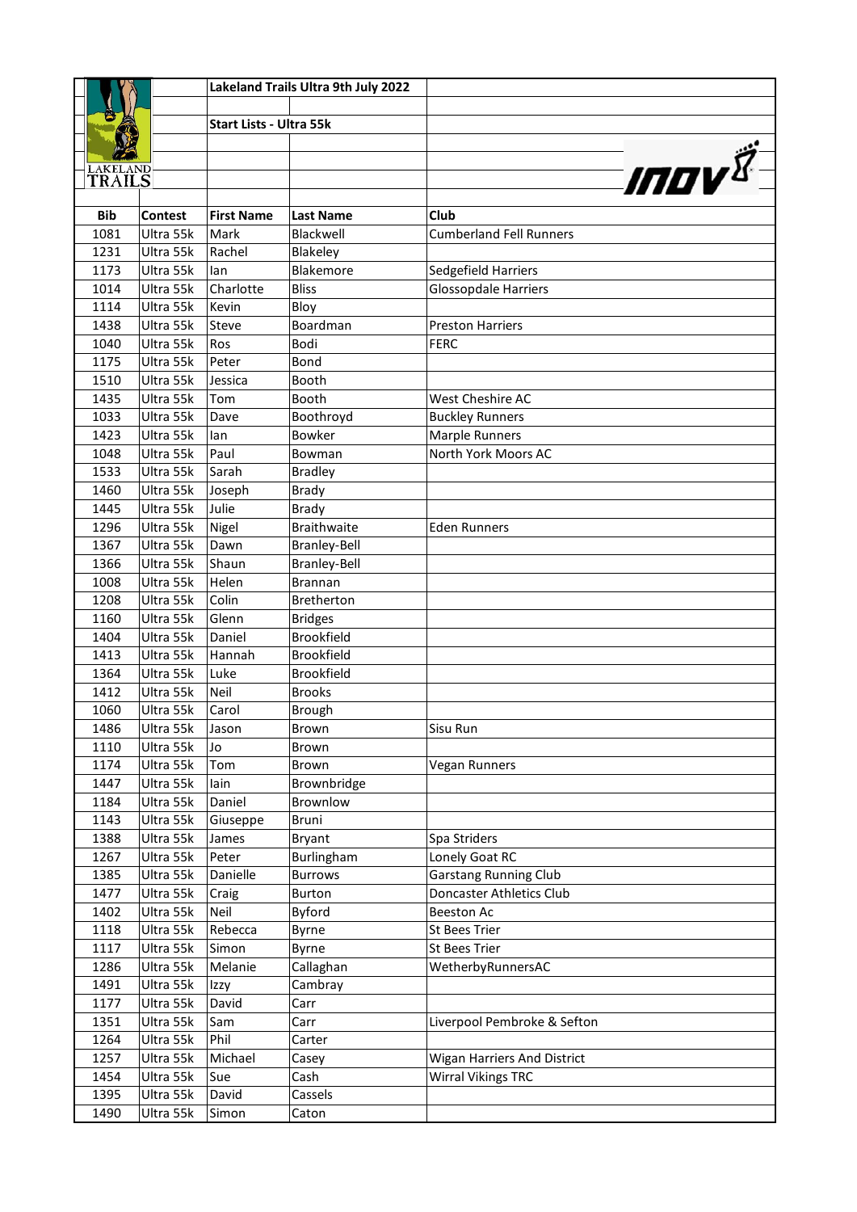Lakeland Trails Ultra 9th July 2022

Start Lists - Ultra 55k

| Bib | Contest | First Name | Last Name | Club |
|---|---|---|---|---|
| 1081 | Ultra 55k | Mark | Blackwell | Cumberland Fell Runners |
| 1231 | Ultra 55k | Rachel | Blakeley | |
| 1173 | Ultra 55k | Ian | Blakemore | Sedgefield Harriers |
| 1014 | Ultra 55k | Charlotte | Bliss | Glossopdale Harriers |
| 1114 | Ultra 55k | Kevin | Bloy | |
| 1438 | Ultra 55k | Steve | Boardman | Preston Harriers |
| 1040 | Ultra 55k | Ros | Bodi | FERC |
| 1175 | Ultra 55k | Peter | Bond | |
| 1510 | Ultra 55k | Jessica | Booth | |
| 1435 | Ultra 55k | Tom | Booth | West Cheshire AC |
| 1033 | Ultra 55k | Dave | Boothroyd | Buckley Runners |
| 1423 | Ultra 55k | Ian | Bowker | Marple Runners |
| 1048 | Ultra 55k | Paul | Bowman | North York Moors AC |
| 1533 | Ultra 55k | Sarah | Bradley | |
| 1460 | Ultra 55k | Joseph | Brady | |
| 1445 | Ultra 55k | Julie | Brady | |
| 1296 | Ultra 55k | Nigel | Braithwaite | Eden Runners |
| 1367 | Ultra 55k | Dawn | Branley-Bell | |
| 1366 | Ultra 55k | Shaun | Branley-Bell | |
| 1008 | Ultra 55k | Helen | Brannan | |
| 1208 | Ultra 55k | Colin | Bretherton | |
| 1160 | Ultra 55k | Glenn | Bridges | |
| 1404 | Ultra 55k | Daniel | Brookfield | |
| 1413 | Ultra 55k | Hannah | Brookfield | |
| 1364 | Ultra 55k | Luke | Brookfield | |
| 1412 | Ultra 55k | Neil | Brooks | |
| 1060 | Ultra 55k | Carol | Brough | |
| 1486 | Ultra 55k | Jason | Brown | Sisu Run |
| 1110 | Ultra 55k | Jo | Brown | |
| 1174 | Ultra 55k | Tom | Brown | Vegan Runners |
| 1447 | Ultra 55k | Iain | Brownbridge | |
| 1184 | Ultra 55k | Daniel | Brownlow | |
| 1143 | Ultra 55k | Giuseppe | Bruni | |
| 1388 | Ultra 55k | James | Bryant | Spa Striders |
| 1267 | Ultra 55k | Peter | Burlingham | Lonely Goat RC |
| 1385 | Ultra 55k | Danielle | Burrows | Garstang Running Club |
| 1477 | Ultra 55k | Craig | Burton | Doncaster Athletics Club |
| 1402 | Ultra 55k | Neil | Byford | Beeston Ac |
| 1118 | Ultra 55k | Rebecca | Byrne | St Bees Trier |
| 1117 | Ultra 55k | Simon | Byrne | St Bees Trier |
| 1286 | Ultra 55k | Melanie | Callaghan | WetherbyRunnersAC |
| 1491 | Ultra 55k | Izzy | Cambray | |
| 1177 | Ultra 55k | David | Carr | |
| 1351 | Ultra 55k | Sam | Carr | Liverpool Pembroke & Sefton |
| 1264 | Ultra 55k | Phil | Carter | |
| 1257 | Ultra 55k | Michael | Casey | Wigan Harriers And District |
| 1454 | Ultra 55k | Sue | Cash | Wirral Vikings TRC |
| 1395 | Ultra 55k | David | Cassels | |
| 1490 | Ultra 55k | Simon | Caton | |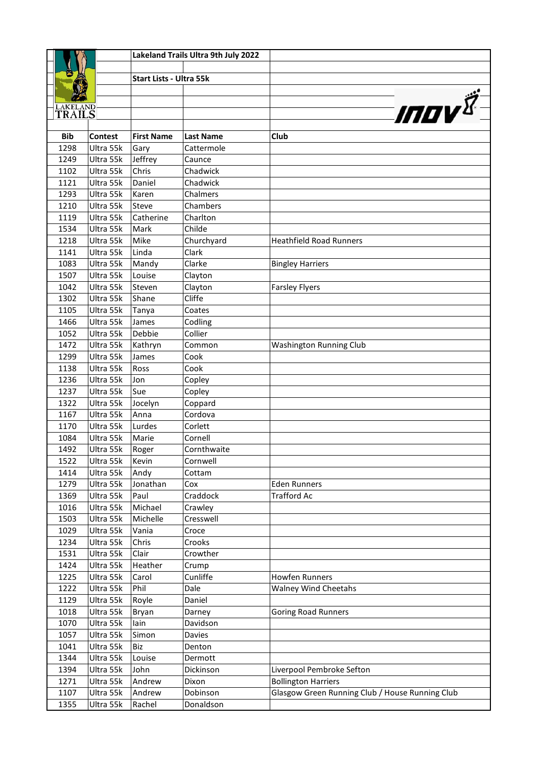**Lakeland Trails Ultra 9th July 2022**

**Start Lists - Ultra 55k**

| Bib | Contest | First Name | Last Name | Club |
|---|---|---|---|---|
| 1298 | Ultra 55k | Gary | Cattermole | |
| 1249 | Ultra 55k | Jeffrey | Caunce | |
| 1102 | Ultra 55k | Chris | Chadwick | |
| 1121 | Ultra 55k | Daniel | Chadwick | |
| 1293 | Ultra 55k | Karen | Chalmers | |
| 1210 | Ultra 55k | Steve | Chambers | |
| 1119 | Ultra 55k | Catherine | Charlton | |
| 1534 | Ultra 55k | Mark | Childe | |
| 1218 | Ultra 55k | Mike | Churchyard | Heathfield Road Runners |
| 1141 | Ultra 55k | Linda | Clark | |
| 1083 | Ultra 55k | Mandy | Clarke | Bingley Harriers |
| 1507 | Ultra 55k | Louise | Clayton | |
| 1042 | Ultra 55k | Steven | Clayton | Farsley Flyers |
| 1302 | Ultra 55k | Shane | Cliffe | |
| 1105 | Ultra 55k | Tanya | Coates | |
| 1466 | Ultra 55k | James | Codling | |
| 1052 | Ultra 55k | Debbie | Collier | |
| 1472 | Ultra 55k | Kathryn | Common | Washington Running Club |
| 1299 | Ultra 55k | James | Cook | |
| 1138 | Ultra 55k | Ross | Cook | |
| 1236 | Ultra 55k | Jon | Copley | |
| 1237 | Ultra 55k | Sue | Copley | |
| 1322 | Ultra 55k | Jocelyn | Coppard | |
| 1167 | Ultra 55k | Anna | Cordova | |
| 1170 | Ultra 55k | Lurdes | Corlett | |
| 1084 | Ultra 55k | Marie | Cornell | |
| 1492 | Ultra 55k | Roger | Cornthwaite | |
| 1522 | Ultra 55k | Kevin | Cornwell | |
| 1414 | Ultra 55k | Andy | Cottam | |
| 1279 | Ultra 55k | Jonathan | Cox | Eden Runners |
| 1369 | Ultra 55k | Paul | Craddock | Trafford Ac |
| 1016 | Ultra 55k | Michael | Crawley | |
| 1503 | Ultra 55k | Michelle | Cresswell | |
| 1029 | Ultra 55k | Vania | Croce | |
| 1234 | Ultra 55k | Chris | Crooks | |
| 1531 | Ultra 55k | Clair | Crowther | |
| 1424 | Ultra 55k | Heather | Crump | |
| 1225 | Ultra 55k | Carol | Cunliffe | Howfen Runners |
| 1222 | Ultra 55k | Phil | Dale | Walney Wind Cheetahs |
| 1129 | Ultra 55k | Royle | Daniel | |
| 1018 | Ultra 55k | Bryan | Darney | Goring Road Runners |
| 1070 | Ultra 55k | Iain | Davidson | |
| 1057 | Ultra 55k | Simon | Davies | |
| 1041 | Ultra 55k | Biz | Denton | |
| 1344 | Ultra 55k | Louise | Dermott | |
| 1394 | Ultra 55k | John | Dickinson | Liverpool Pembroke Sefton |
| 1271 | Ultra 55k | Andrew | Dixon | Bollington Harriers |
| 1107 | Ultra 55k | Andrew | Dobinson | Glasgow Green Running Club / House Running Club |
| 1355 | Ultra 55k | Rachel | Donaldson | |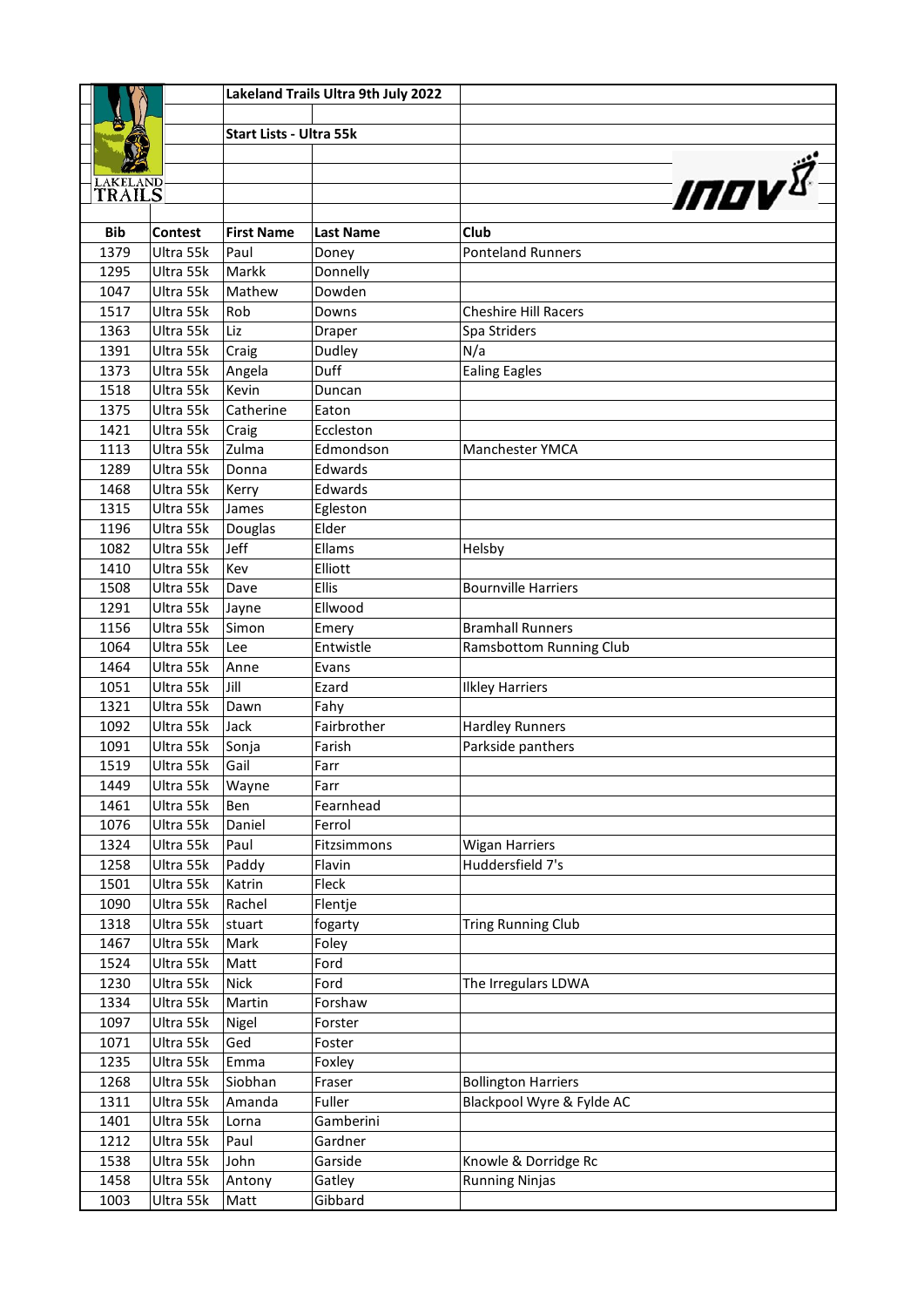**Lakeland Trails Ultra 9th July 2022**

**Start Lists - Ultra 55k**

| Bib | Contest | First Name | Last Name | Club |
|---|---|---|---|---|
| 1379 | Ultra 55k | Paul | Doney | Ponteland Runners |
| 1295 | Ultra 55k | Markk | Donnelly | |
| 1047 | Ultra 55k | Mathew | Dowden | |
| 1517 | Ultra 55k | Rob | Downs | Cheshire Hill Racers |
| 1363 | Ultra 55k | Liz | Draper | Spa Striders |
| 1391 | Ultra 55k | Craig | Dudley | N/a |
| 1373 | Ultra 55k | Angela | Duff | Ealing Eagles |
| 1518 | Ultra 55k | Kevin | Duncan | |
| 1375 | Ultra 55k | Catherine | Eaton | |
| 1421 | Ultra 55k | Craig | Eccleston | |
| 1113 | Ultra 55k | Zulma | Edmondson | Manchester YMCA |
| 1289 | Ultra 55k | Donna | Edwards | |
| 1468 | Ultra 55k | Kerry | Edwards | |
| 1315 | Ultra 55k | James | Egleston | |
| 1196 | Ultra 55k | Douglas | Elder | |
| 1082 | Ultra 55k | Jeff | Ellams | Helsby |
| 1410 | Ultra 55k | Kev | Elliott | |
| 1508 | Ultra 55k | Dave | Ellis | Bournville Harriers |
| 1291 | Ultra 55k | Jayne | Ellwood | |
| 1156 | Ultra 55k | Simon | Emery | Bramhall Runners |
| 1064 | Ultra 55k | Lee | Entwistle | Ramsbottom Running Club |
| 1464 | Ultra 55k | Anne | Evans | |
| 1051 | Ultra 55k | Jill | Ezard | Ilkley Harriers |
| 1321 | Ultra 55k | Dawn | Fahy | |
| 1092 | Ultra 55k | Jack | Fairbrother | Hardley Runners |
| 1091 | Ultra 55k | Sonja | Farish | Parkside panthers |
| 1519 | Ultra 55k | Gail | Farr | |
| 1449 | Ultra 55k | Wayne | Farr | |
| 1461 | Ultra 55k | Ben | Fearnhead | |
| 1076 | Ultra 55k | Daniel | Ferrol | |
| 1324 | Ultra 55k | Paul | Fitzsimmons | Wigan Harriers |
| 1258 | Ultra 55k | Paddy | Flavin | Huddersfield 7's |
| 1501 | Ultra 55k | Katrin | Fleck | |
| 1090 | Ultra 55k | Rachel | Flentje | |
| 1318 | Ultra 55k | stuart | fogarty | Tring Running Club |
| 1467 | Ultra 55k | Mark | Foley | |
| 1524 | Ultra 55k | Matt | Ford | |
| 1230 | Ultra 55k | Nick | Ford | The Irregulars LDWA |
| 1334 | Ultra 55k | Martin | Forshaw | |
| 1097 | Ultra 55k | Nigel | Forster | |
| 1071 | Ultra 55k | Ged | Foster | |
| 1235 | Ultra 55k | Emma | Foxley | |
| 1268 | Ultra 55k | Siobhan | Fraser | Bollington Harriers |
| 1311 | Ultra 55k | Amanda | Fuller | Blackpool Wyre & Fylde AC |
| 1401 | Ultra 55k | Lorna | Gamberini | |
| 1212 | Ultra 55k | Paul | Gardner | |
| 1538 | Ultra 55k | John | Garside | Knowle & Dorridge Rc |
| 1458 | Ultra 55k | Antony | Gatley | Running Ninjas |
| 1003 | Ultra 55k | Matt | Gibbard | |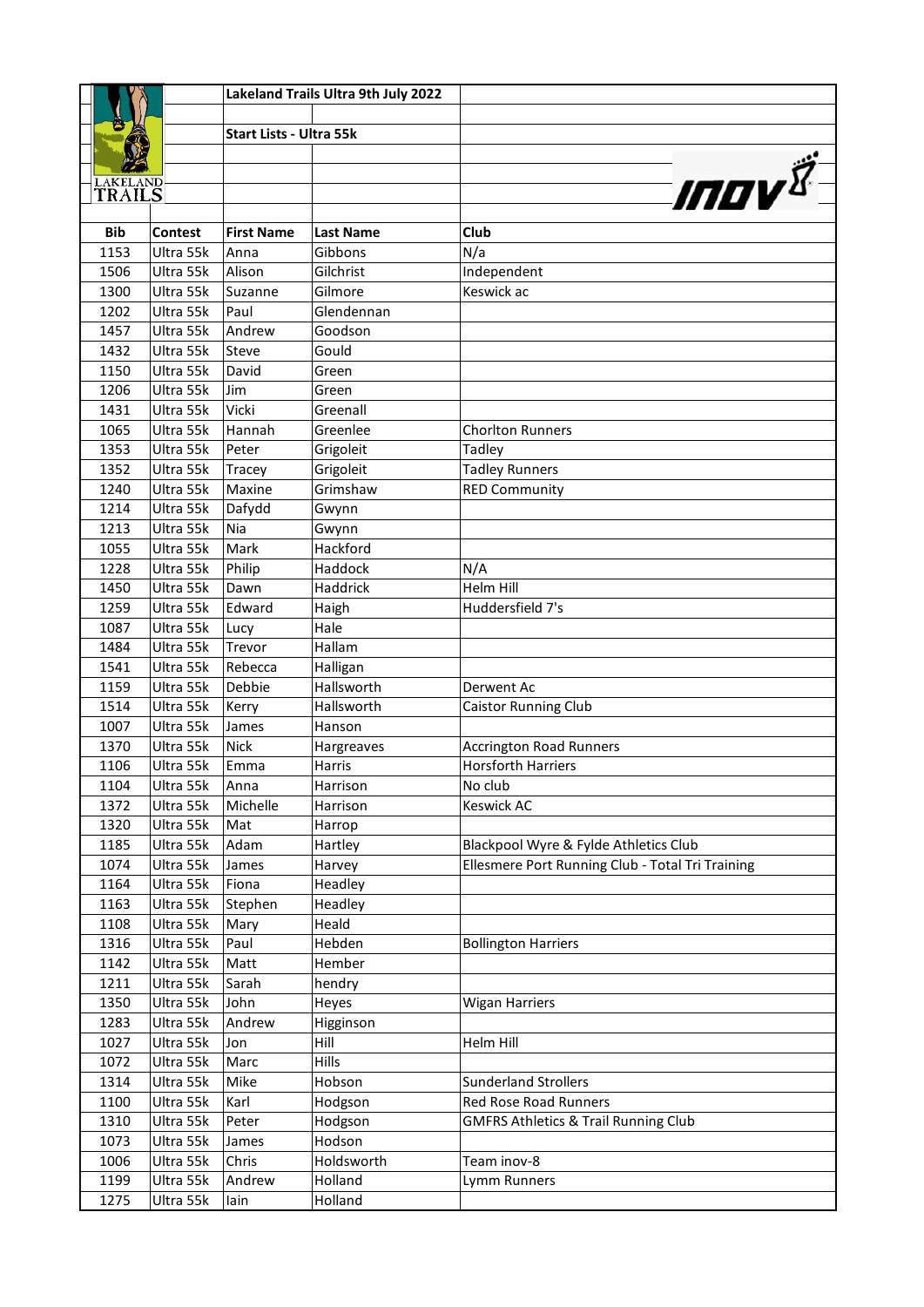**Lakeland Trails Ultra 9th July 2022**

**Start Lists - Ultra 55k**

| Bib | Contest | First Name | Last Name | Club |
|---|---|---|---|---|
| 1153 | Ultra 55k | Anna | Gibbons | N/a |
| 1506 | Ultra 55k | Alison | Gilchrist | Independent |
| 1300 | Ultra 55k | Suzanne | Gilmore | Keswick ac |
| 1202 | Ultra 55k | Paul | Glendennan | |
| 1457 | Ultra 55k | Andrew | Goodson | |
| 1432 | Ultra 55k | Steve | Gould | |
| 1150 | Ultra 55k | David | Green | |
| 1206 | Ultra 55k | Jim | Green | |
| 1431 | Ultra 55k | Vicki | Greenall | |
| 1065 | Ultra 55k | Hannah | Greenlee | Chorlton Runners |
| 1353 | Ultra 55k | Peter | Grigoleit | Tadley |
| 1352 | Ultra 55k | Tracey | Grigoleit | Tadley Runners |
| 1240 | Ultra 55k | Maxine | Grimshaw | RED Community |
| 1214 | Ultra 55k | Dafydd | Gwynn | |
| 1213 | Ultra 55k | Nia | Gwynn | |
| 1055 | Ultra 55k | Mark | Hackford | |
| 1228 | Ultra 55k | Philip | Haddock | N/A |
| 1450 | Ultra 55k | Dawn | Haddrick | Helm Hill |
| 1259 | Ultra 55k | Edward | Haigh | Huddersfield 7's |
| 1087 | Ultra 55k | Lucy | Hale | |
| 1484 | Ultra 55k | Trevor | Hallam | |
| 1541 | Ultra 55k | Rebecca | Halligan | |
| 1159 | Ultra 55k | Debbie | Hallsworth | Derwent Ac |
| 1514 | Ultra 55k | Kerry | Hallsworth | Caistor Running Club |
| 1007 | Ultra 55k | James | Hanson | |
| 1370 | Ultra 55k | Nick | Hargreaves | Accrington Road Runners |
| 1106 | Ultra 55k | Emma | Harris | Horsforth Harriers |
| 1104 | Ultra 55k | Anna | Harrison | No club |
| 1372 | Ultra 55k | Michelle | Harrison | Keswick AC |
| 1320 | Ultra 55k | Mat | Harrop | |
| 1185 | Ultra 55k | Adam | Hartley | Blackpool Wyre & Fylde Athletics Club |
| 1074 | Ultra 55k | James | Harvey | Ellesmere Port Running Club - Total Tri Training |
| 1164 | Ultra 55k | Fiona | Headley | |
| 1163 | Ultra 55k | Stephen | Headley | |
| 1108 | Ultra 55k | Mary | Heald | |
| 1316 | Ultra 55k | Paul | Hebden | Bollington Harriers |
| 1142 | Ultra 55k | Matt | Hember | |
| 1211 | Ultra 55k | Sarah | hendry | |
| 1350 | Ultra 55k | John | Heyes | Wigan Harriers |
| 1283 | Ultra 55k | Andrew | Higginson | |
| 1027 | Ultra 55k | Jon | Hill | Helm Hill |
| 1072 | Ultra 55k | Marc | Hills | |
| 1314 | Ultra 55k | Mike | Hobson | Sunderland Strollers |
| 1100 | Ultra 55k | Karl | Hodgson | Red Rose Road Runners |
| 1310 | Ultra 55k | Peter | Hodgson | GMFRS Athletics & Trail Running Club |
| 1073 | Ultra 55k | James | Hodson | |
| 1006 | Ultra 55k | Chris | Holdsworth | Team inov-8 |
| 1199 | Ultra 55k | Andrew | Holland | Lymm Runners |
| 1275 | Ultra 55k | Iain | Holland | |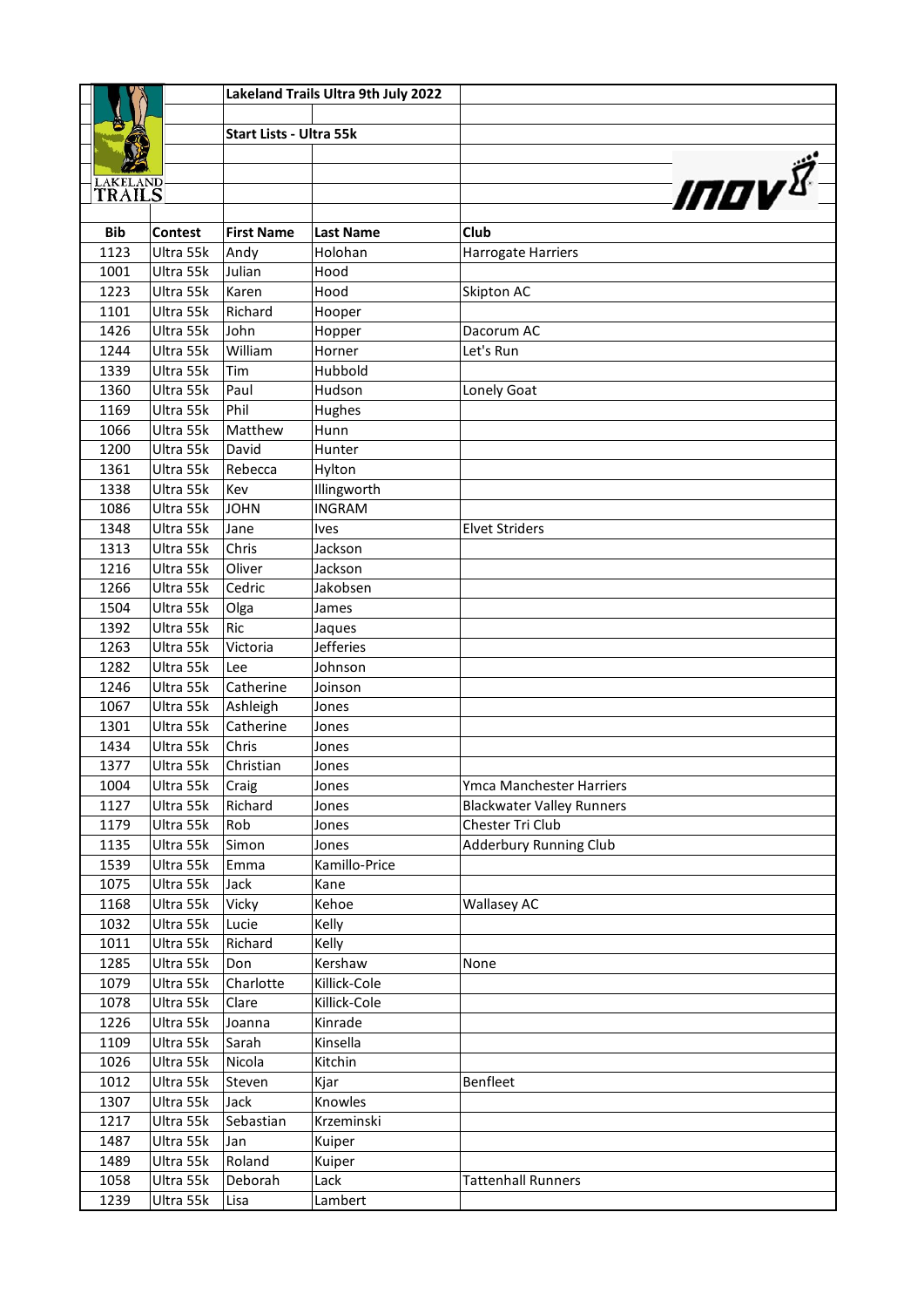**Lakeland Trails Ultra 9th July 2022**

**Start Lists - Ultra 55k**

| Bib | Contest | First Name | Last Name | Club |
|---|---|---|---|---|
| 1123 | Ultra 55k | Andy | Holohan | Harrogate Harriers |
| 1001 | Ultra 55k | Julian | Hood | |
| 1223 | Ultra 55k | Karen | Hood | Skipton AC |
| 1101 | Ultra 55k | Richard | Hooper | |
| 1426 | Ultra 55k | John | Hopper | Dacorum AC |
| 1244 | Ultra 55k | William | Horner | Let's Run |
| 1339 | Ultra 55k | Tim | Hubbold | |
| 1360 | Ultra 55k | Paul | Hudson | Lonely Goat |
| 1169 | Ultra 55k | Phil | Hughes | |
| 1066 | Ultra 55k | Matthew | Hunn | |
| 1200 | Ultra 55k | David | Hunter | |
| 1361 | Ultra 55k | Rebecca | Hylton | |
| 1338 | Ultra 55k | Kev | Illingworth | |
| 1086 | Ultra 55k | JOHN | INGRAM | |
| 1348 | Ultra 55k | Jane | Ives | Elvet Striders |
| 1313 | Ultra 55k | Chris | Jackson | |
| 1216 | Ultra 55k | Oliver | Jackson | |
| 1266 | Ultra 55k | Cedric | Jakobsen | |
| 1504 | Ultra 55k | Olga | James | |
| 1392 | Ultra 55k | Ric | Jaques | |
| 1263 | Ultra 55k | Victoria | Jefferies | |
| 1282 | Ultra 55k | Lee | Johnson | |
| 1246 | Ultra 55k | Catherine | Joinson | |
| 1067 | Ultra 55k | Ashleigh | Jones | |
| 1301 | Ultra 55k | Catherine | Jones | |
| 1434 | Ultra 55k | Chris | Jones | |
| 1377 | Ultra 55k | Christian | Jones | |
| 1004 | Ultra 55k | Craig | Jones | Ymca Manchester Harriers |
| 1127 | Ultra 55k | Richard | Jones | Blackwater Valley Runners |
| 1179 | Ultra 55k | Rob | Jones | Chester Tri Club |
| 1135 | Ultra 55k | Simon | Jones | Adderbury Running Club |
| 1539 | Ultra 55k | Emma | Kamillo-Price | |
| 1075 | Ultra 55k | Jack | Kane | |
| 1168 | Ultra 55k | Vicky | Kehoe | Wallasey AC |
| 1032 | Ultra 55k | Lucie | Kelly | |
| 1011 | Ultra 55k | Richard | Kelly | |
| 1285 | Ultra 55k | Don | Kershaw | None |
| 1079 | Ultra 55k | Charlotte | Killick-Cole | |
| 1078 | Ultra 55k | Clare | Killick-Cole | |
| 1226 | Ultra 55k | Joanna | Kinrade | |
| 1109 | Ultra 55k | Sarah | Kinsella | |
| 1026 | Ultra 55k | Nicola | Kitchin | |
| 1012 | Ultra 55k | Steven | Kjar | Benfleet |
| 1307 | Ultra 55k | Jack | Knowles | |
| 1217 | Ultra 55k | Sebastian | Krzeminski | |
| 1487 | Ultra 55k | Jan | Kuiper | |
| 1489 | Ultra 55k | Roland | Kuiper | |
| 1058 | Ultra 55k | Deborah | Lack | Tattenhall Runners |
| 1239 | Ultra 55k | Lisa | Lambert | |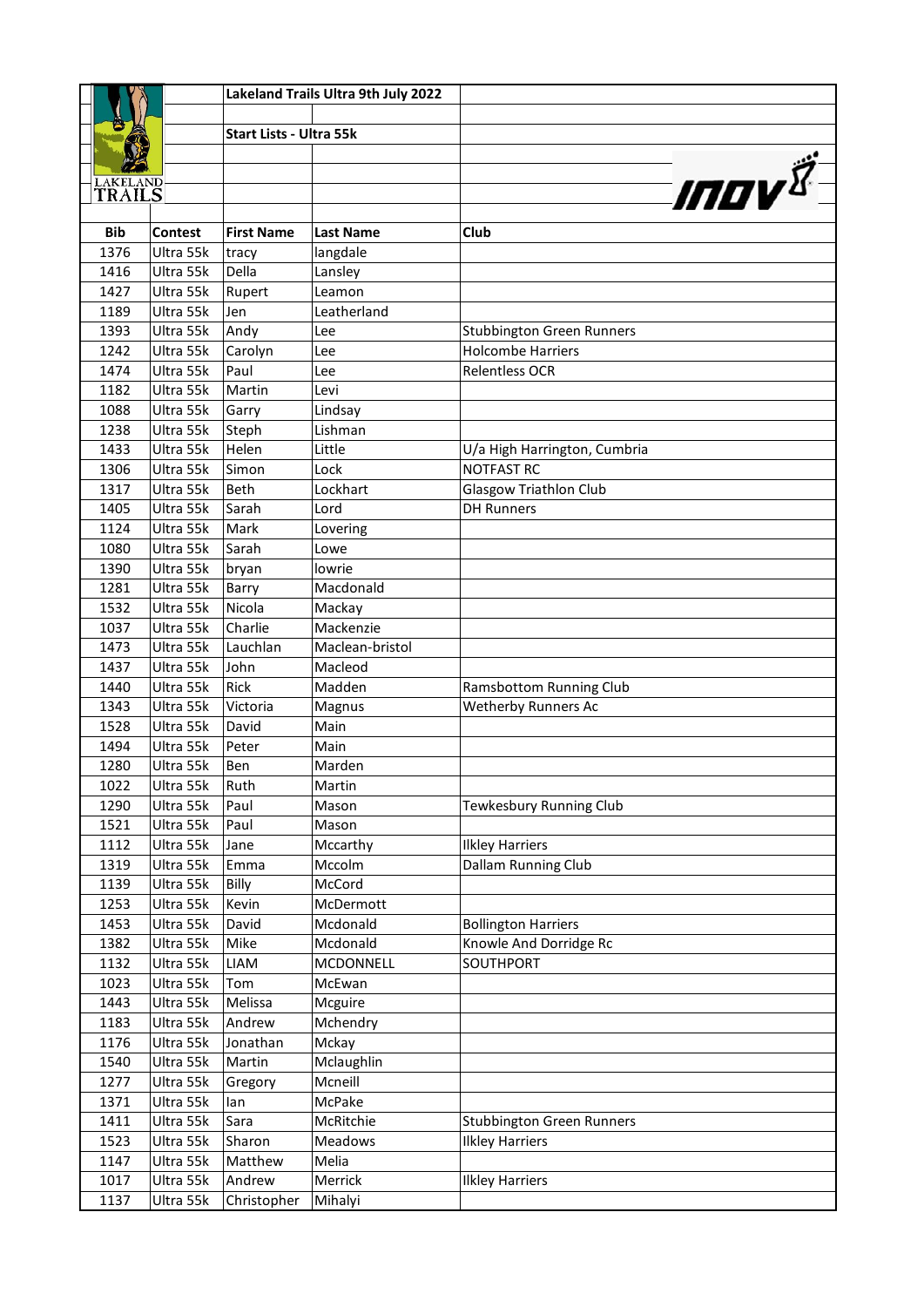**Lakeland Trails Ultra 9th July 2022**

**Start Lists - Ultra 55k**

| Bib | Contest | First Name | Last Name | Club |
|---|---|---|---|---|
| 1376 | Ultra 55k | tracy | langdale | |
| 1416 | Ultra 55k | Della | Lansley | |
| 1427 | Ultra 55k | Rupert | Leamon | |
| 1189 | Ultra 55k | Jen | Leatherland | |
| 1393 | Ultra 55k | Andy | Lee | Stubbington Green Runners |
| 1242 | Ultra 55k | Carolyn | Lee | Holcombe Harriers |
| 1474 | Ultra 55k | Paul | Lee | Relentless OCR |
| 1182 | Ultra 55k | Martin | Levi | |
| 1088 | Ultra 55k | Garry | Lindsay | |
| 1238 | Ultra 55k | Steph | Lishman | |
| 1433 | Ultra 55k | Helen | Little | U/a High Harrington, Cumbria |
| 1306 | Ultra 55k | Simon | Lock | NOTFAST RC |
| 1317 | Ultra 55k | Beth | Lockhart | Glasgow Triathlon Club |
| 1405 | Ultra 55k | Sarah | Lord | DH Runners |
| 1124 | Ultra 55k | Mark | Lovering | |
| 1080 | Ultra 55k | Sarah | Lowe | |
| 1390 | Ultra 55k | bryan | lowrie | |
| 1281 | Ultra 55k | Barry | Macdonald | |
| 1532 | Ultra 55k | Nicola | Mackay | |
| 1037 | Ultra 55k | Charlie | Mackenzie | |
| 1473 | Ultra 55k | Lauchlan | Maclean-bristol | |
| 1437 | Ultra 55k | John | Macleod | |
| 1440 | Ultra 55k | Rick | Madden | Ramsbottom Running Club |
| 1343 | Ultra 55k | Victoria | Magnus | Wetherby Runners Ac |
| 1528 | Ultra 55k | David | Main | |
| 1494 | Ultra 55k | Peter | Main | |
| 1280 | Ultra 55k | Ben | Marden | |
| 1022 | Ultra 55k | Ruth | Martin | |
| 1290 | Ultra 55k | Paul | Mason | Tewkesbury Running Club |
| 1521 | Ultra 55k | Paul | Mason | |
| 1112 | Ultra 55k | Jane | Mccarthy | Ilkley Harriers |
| 1319 | Ultra 55k | Emma | Mccolm | Dallam Running Club |
| 1139 | Ultra 55k | Billy | McCord | |
| 1253 | Ultra 55k | Kevin | McDermott | |
| 1453 | Ultra 55k | David | Mcdonald | Bollington Harriers |
| 1382 | Ultra 55k | Mike | Mcdonald | Knowle And Dorridge Rc |
| 1132 | Ultra 55k | LIAM | MCDONNELL | SOUTHPORT |
| 1023 | Ultra 55k | Tom | McEwan | |
| 1443 | Ultra 55k | Melissa | Mcguire | |
| 1183 | Ultra 55k | Andrew | Mchendry | |
| 1176 | Ultra 55k | Jonathan | Mckay | |
| 1540 | Ultra 55k | Martin | Mclaughlin | |
| 1277 | Ultra 55k | Gregory | Mcneill | |
| 1371 | Ultra 55k | Ian | McPake | |
| 1411 | Ultra 55k | Sara | McRitchie | Stubbington Green Runners |
| 1523 | Ultra 55k | Sharon | Meadows | Ilkley Harriers |
| 1147 | Ultra 55k | Matthew | Melia | |
| 1017 | Ultra 55k | Andrew | Merrick | Ilkley Harriers |
| 1137 | Ultra 55k | Christopher | Mihalyi | |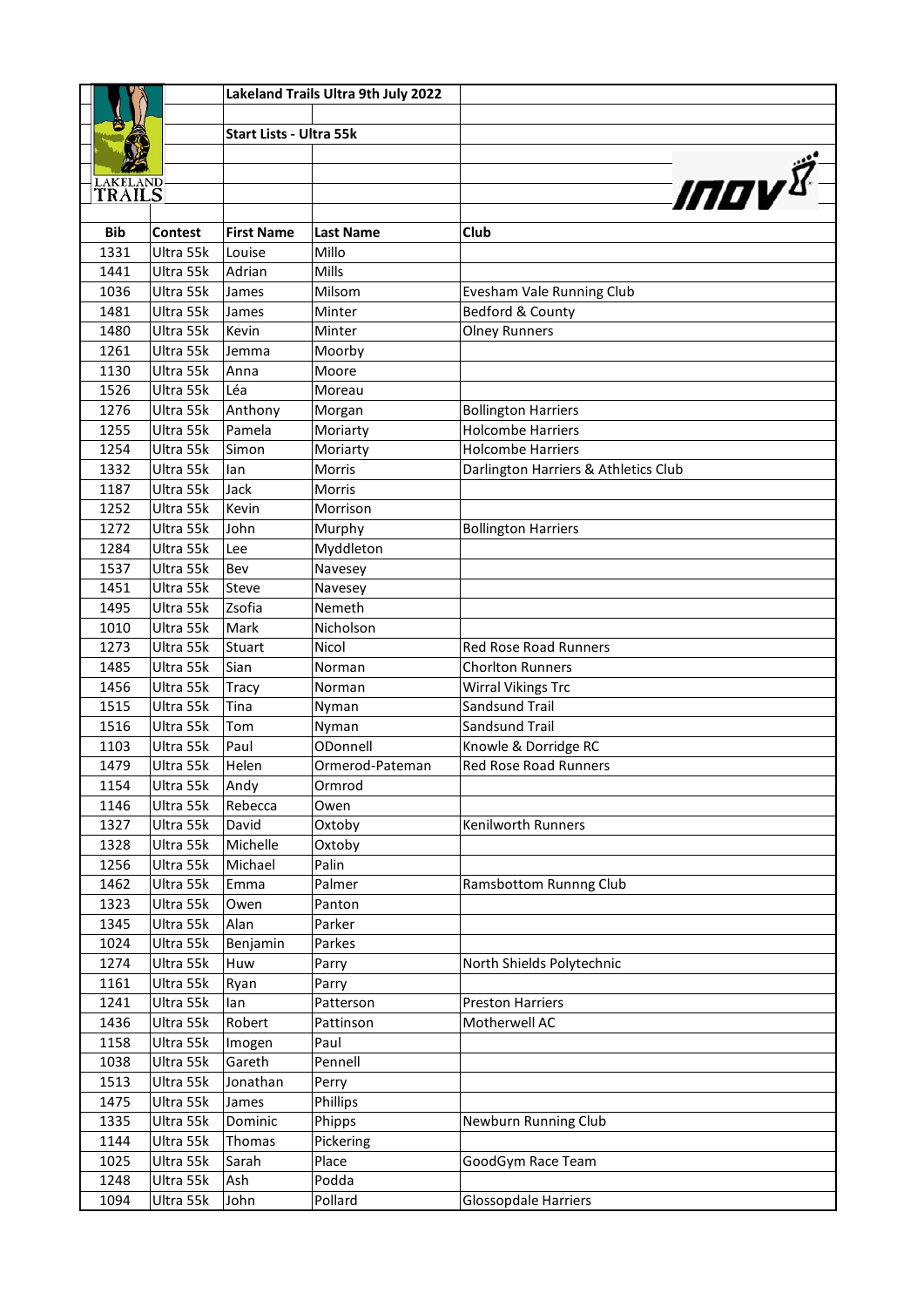**Lakeland Trails Ultra 9th July 2022**

**Start Lists - Ultra 55k**

| Bib | Contest | First Name | Last Name | Club |
|---|---|---|---|---|
| 1331 | Ultra 55k | Louise | Millo | |
| 1441 | Ultra 55k | Adrian | Mills | |
| 1036 | Ultra 55k | James | Milsom | Evesham Vale Running Club |
| 1481 | Ultra 55k | James | Minter | Bedford & County |
| 1480 | Ultra 55k | Kevin | Minter | Olney Runners |
| 1261 | Ultra 55k | Jemma | Moorby | |
| 1130 | Ultra 55k | Anna | Moore | |
| 1526 | Ultra 55k | Léa | Moreau | |
| 1276 | Ultra 55k | Anthony | Morgan | Bollington Harriers |
| 1255 | Ultra 55k | Pamela | Moriarty | Holcombe Harriers |
| 1254 | Ultra 55k | Simon | Moriarty | Holcombe Harriers |
| 1332 | Ultra 55k | Ian | Morris | Darlington Harriers & Athletics Club |
| 1187 | Ultra 55k | Jack | Morris | |
| 1252 | Ultra 55k | Kevin | Morrison | |
| 1272 | Ultra 55k | John | Murphy | Bollington Harriers |
| 1284 | Ultra 55k | Lee | Myddleton | |
| 1537 | Ultra 55k | Bev | Navesey | |
| 1451 | Ultra 55k | Steve | Navesey | |
| 1495 | Ultra 55k | Zsofia | Nemeth | |
| 1010 | Ultra 55k | Mark | Nicholson | |
| 1273 | Ultra 55k | Stuart | Nicol | Red Rose Road Runners |
| 1485 | Ultra 55k | Sian | Norman | Chorlton Runners |
| 1456 | Ultra 55k | Tracy | Norman | Wirral Vikings Trc |
| 1515 | Ultra 55k | Tina | Nyman | Sandsund Trail |
| 1516 | Ultra 55k | Tom | Nyman | Sandsund Trail |
| 1103 | Ultra 55k | Paul | ODonnell | Knowle & Dorridge RC |
| 1479 | Ultra 55k | Helen | Ormerod-Pateman | Red Rose Road Runners |
| 1154 | Ultra 55k | Andy | Ormrod | |
| 1146 | Ultra 55k | Rebecca | Owen | |
| 1327 | Ultra 55k | David | Oxtoby | Kenilworth Runners |
| 1328 | Ultra 55k | Michelle | Oxtoby | |
| 1256 | Ultra 55k | Michael | Palin | |
| 1462 | Ultra 55k | Emma | Palmer | Ramsbottom Runnng Club |
| 1323 | Ultra 55k | Owen | Panton | |
| 1345 | Ultra 55k | Alan | Parker | |
| 1024 | Ultra 55k | Benjamin | Parkes | |
| 1274 | Ultra 55k | Huw | Parry | North Shields Polytechnic |
| 1161 | Ultra 55k | Ryan | Parry | |
| 1241 | Ultra 55k | Ian | Patterson | Preston Harriers |
| 1436 | Ultra 55k | Robert | Pattinson | Motherwell AC |
| 1158 | Ultra 55k | Imogen | Paul | |
| 1038 | Ultra 55k | Gareth | Pennell | |
| 1513 | Ultra 55k | Jonathan | Perry | |
| 1475 | Ultra 55k | James | Phillips | |
| 1335 | Ultra 55k | Dominic | Phipps | Newburn Running Club |
| 1144 | Ultra 55k | Thomas | Pickering | |
| 1025 | Ultra 55k | Sarah | Place | GoodGym Race Team |
| 1248 | Ultra 55k | Ash | Podda | |
| 1094 | Ultra 55k | John | Pollard | Glossopdale Harriers |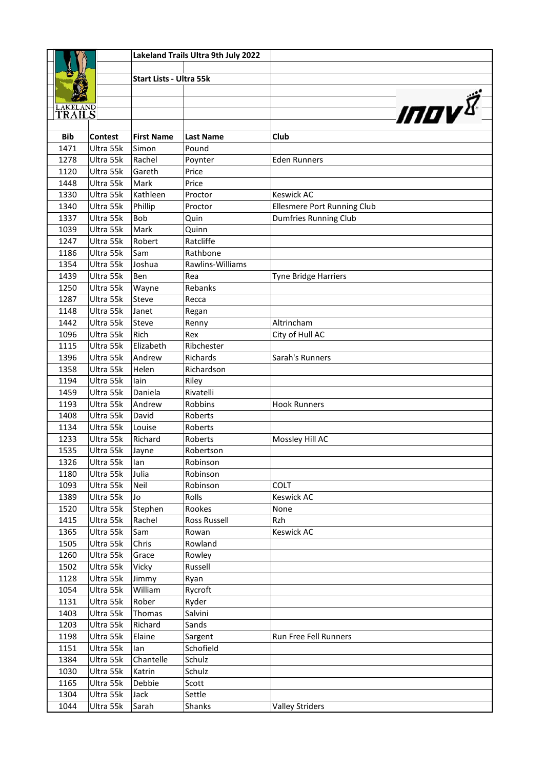**Lakeland Trails Ultra 9th July 2022**

**Start Lists - Ultra 55k**

| Bib | Contest | First Name | Last Name | Club |
|---|---|---|---|---|
| 1471 | Ultra 55k | Simon | Pound | |
| 1278 | Ultra 55k | Rachel | Poynter | Eden Runners |
| 1120 | Ultra 55k | Gareth | Price | |
| 1448 | Ultra 55k | Mark | Price | |
| 1330 | Ultra 55k | Kathleen | Proctor | Keswick AC |
| 1340 | Ultra 55k | Phillip | Proctor | Ellesmere Port Running Club |
| 1337 | Ultra 55k | Bob | Quin | Dumfries Running Club |
| 1039 | Ultra 55k | Mark | Quinn | |
| 1247 | Ultra 55k | Robert | Ratcliffe | |
| 1186 | Ultra 55k | Sam | Rathbone | |
| 1354 | Ultra 55k | Joshua | Rawlins-Williams | |
| 1439 | Ultra 55k | Ben | Rea | Tyne Bridge Harriers |
| 1250 | Ultra 55k | Wayne | Rebanks | |
| 1287 | Ultra 55k | Steve | Recca | |
| 1148 | Ultra 55k | Janet | Regan | |
| 1442 | Ultra 55k | Steve | Renny | Altrincham |
| 1096 | Ultra 55k | Rich | Rex | City of Hull AC |
| 1115 | Ultra 55k | Elizabeth | Ribchester | |
| 1396 | Ultra 55k | Andrew | Richards | Sarah's Runners |
| 1358 | Ultra 55k | Helen | Richardson | |
| 1194 | Ultra 55k | Iain | Riley | |
| 1459 | Ultra 55k | Daniela | Rivatelli | |
| 1193 | Ultra 55k | Andrew | Robbins | Hook Runners |
| 1408 | Ultra 55k | David | Roberts | |
| 1134 | Ultra 55k | Louise | Roberts | |
| 1233 | Ultra 55k | Richard | Roberts | Mossley Hill AC |
| 1535 | Ultra 55k | Jayne | Robertson | |
| 1326 | Ultra 55k | Ian | Robinson | |
| 1180 | Ultra 55k | Julia | Robinson | |
| 1093 | Ultra 55k | Neil | Robinson | COLT |
| 1389 | Ultra 55k | Jo | Rolls | Keswick AC |
| 1520 | Ultra 55k | Stephen | Rookes | None |
| 1415 | Ultra 55k | Rachel | Ross Russell | Rzh |
| 1365 | Ultra 55k | Sam | Rowan | Keswick AC |
| 1505 | Ultra 55k | Chris | Rowland | |
| 1260 | Ultra 55k | Grace | Rowley | |
| 1502 | Ultra 55k | Vicky | Russell | |
| 1128 | Ultra 55k | Jimmy | Ryan | |
| 1054 | Ultra 55k | William | Rycroft | |
| 1131 | Ultra 55k | Rober | Ryder | |
| 1403 | Ultra 55k | Thomas | Salvini | |
| 1203 | Ultra 55k | Richard | Sands | |
| 1198 | Ultra 55k | Elaine | Sargent | Run Free Fell Runners |
| 1151 | Ultra 55k | Ian | Schofield | |
| 1384 | Ultra 55k | Chantelle | Schulz | |
| 1030 | Ultra 55k | Katrin | Schulz | |
| 1165 | Ultra 55k | Debbie | Scott | |
| 1304 | Ultra 55k | Jack | Settle | |
| 1044 | Ultra 55k | Sarah | Shanks | Valley Striders |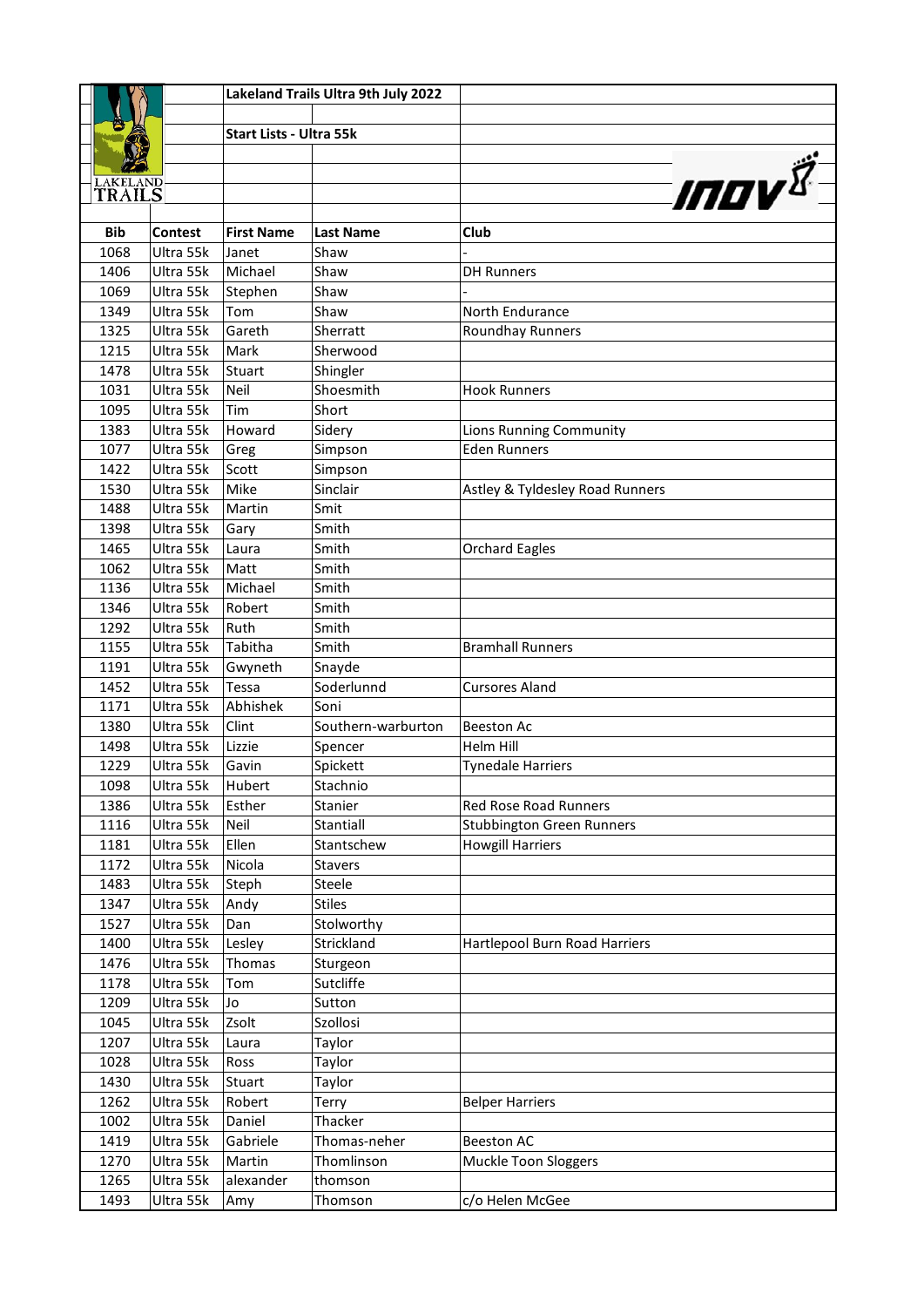Lakeland Trails Ultra 9th July 2022

Start Lists - Ultra 55k

| Bib | Contest | First Name | Last Name | Club |
|---|---|---|---|---|
| 1068 | Ultra 55k | Janet | Shaw | - |
| 1406 | Ultra 55k | Michael | Shaw | DH Runners |
| 1069 | Ultra 55k | Stephen | Shaw | - |
| 1349 | Ultra 55k | Tom | Shaw | North Endurance |
| 1325 | Ultra 55k | Gareth | Sherratt | Roundhay Runners |
| 1215 | Ultra 55k | Mark | Sherwood | |
| 1478 | Ultra 55k | Stuart | Shingler | |
| 1031 | Ultra 55k | Neil | Shoesmith | Hook Runners |
| 1095 | Ultra 55k | Tim | Short | |
| 1383 | Ultra 55k | Howard | Sidery | Lions Running Community |
| 1077 | Ultra 55k | Greg | Simpson | Eden Runners |
| 1422 | Ultra 55k | Scott | Simpson | |
| 1530 | Ultra 55k | Mike | Sinclair | Astley & Tyldesley Road Runners |
| 1488 | Ultra 55k | Martin | Smit | |
| 1398 | Ultra 55k | Gary | Smith | |
| 1465 | Ultra 55k | Laura | Smith | Orchard Eagles |
| 1062 | Ultra 55k | Matt | Smith | |
| 1136 | Ultra 55k | Michael | Smith | |
| 1346 | Ultra 55k | Robert | Smith | |
| 1292 | Ultra 55k | Ruth | Smith | |
| 1155 | Ultra 55k | Tabitha | Smith | Bramhall Runners |
| 1191 | Ultra 55k | Gwyneth | Snayde | |
| 1452 | Ultra 55k | Tessa | Soderlunnd | Cursores Aland |
| 1171 | Ultra 55k | Abhishek | Soni | |
| 1380 | Ultra 55k | Clint | Southern-warburton | Beeston Ac |
| 1498 | Ultra 55k | Lizzie | Spencer | Helm Hill |
| 1229 | Ultra 55k | Gavin | Spickett | Tynedale Harriers |
| 1098 | Ultra 55k | Hubert | Stachnio | |
| 1386 | Ultra 55k | Esther | Stanier | Red Rose Road Runners |
| 1116 | Ultra 55k | Neil | Stantiall | Stubbington Green Runners |
| 1181 | Ultra 55k | Ellen | Stantschew | Howgill Harriers |
| 1172 | Ultra 55k | Nicola | Stavers | |
| 1483 | Ultra 55k | Steph | Steele | |
| 1347 | Ultra 55k | Andy | Stiles | |
| 1527 | Ultra 55k | Dan | Stolworthy | |
| 1400 | Ultra 55k | Lesley | Strickland | Hartlepool Burn Road Harriers |
| 1476 | Ultra 55k | Thomas | Sturgeon | |
| 1178 | Ultra 55k | Tom | Sutcliffe | |
| 1209 | Ultra 55k | Jo | Sutton | |
| 1045 | Ultra 55k | Zsolt | Szollosi | |
| 1207 | Ultra 55k | Laura | Taylor | |
| 1028 | Ultra 55k | Ross | Taylor | |
| 1430 | Ultra 55k | Stuart | Taylor | |
| 1262 | Ultra 55k | Robert | Terry | Belper Harriers |
| 1002 | Ultra 55k | Daniel | Thacker | |
| 1419 | Ultra 55k | Gabriele | Thomas-neher | Beeston AC |
| 1270 | Ultra 55k | Martin | Thomlinson | Muckle Toon Sloggers |
| 1265 | Ultra 55k | alexander | thomson | |
| 1493 | Ultra 55k | Amy | Thomson | c/o Helen McGee |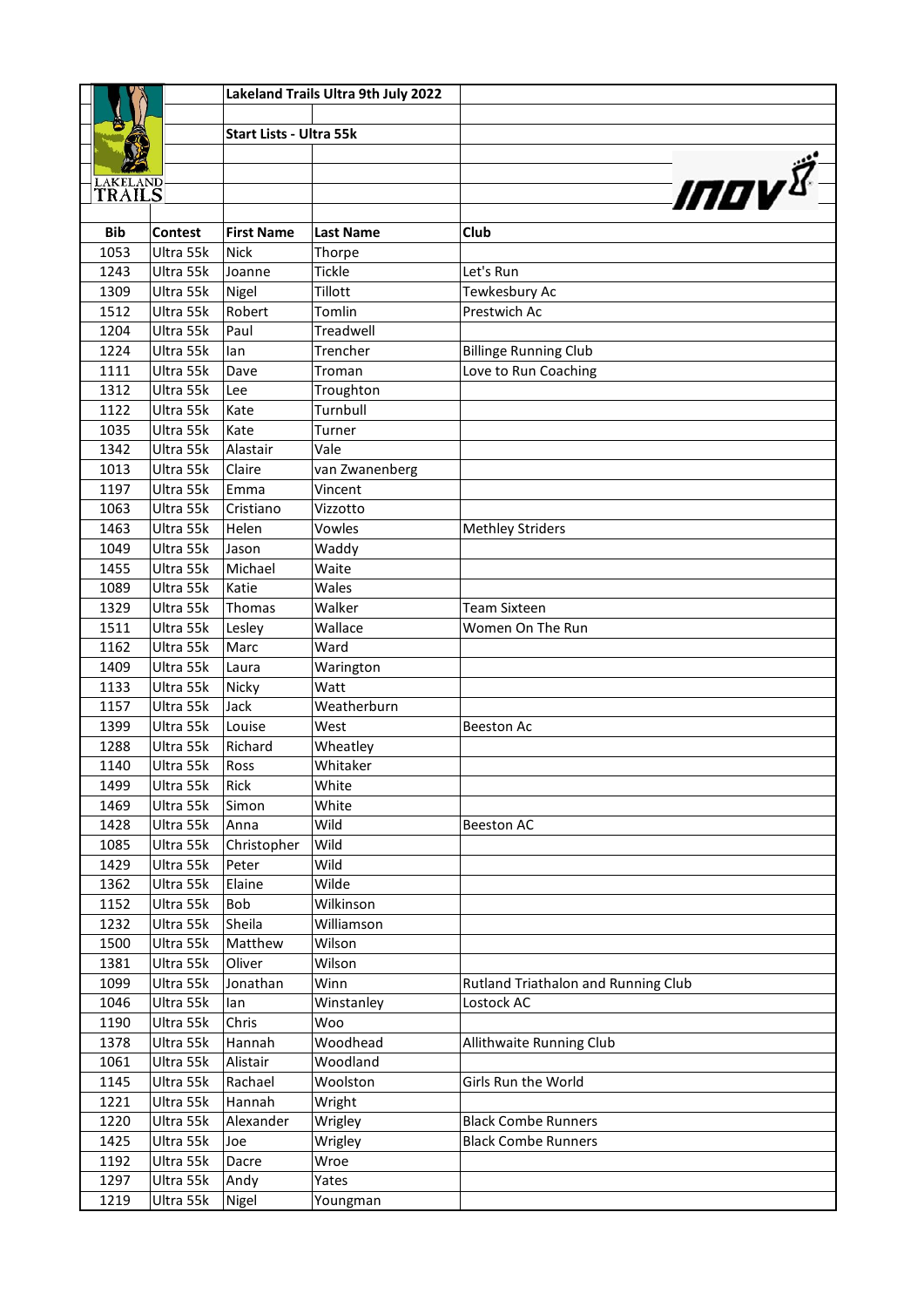Lakeland Trails Ultra 9th July 2022

Start Lists - Ultra 55k

| Bib | Contest | First Name | Last Name | Club |
|---|---|---|---|---|
| 1053 | Ultra 55k | Nick | Thorpe | |
| 1243 | Ultra 55k | Joanne | Tickle | Let's Run |
| 1309 | Ultra 55k | Nigel | Tillott | Tewkesbury Ac |
| 1512 | Ultra 55k | Robert | Tomlin | Prestwich Ac |
| 1204 | Ultra 55k | Paul | Treadwell | |
| 1224 | Ultra 55k | Ian | Trencher | Billinge Running Club |
| 1111 | Ultra 55k | Dave | Troman | Love to Run Coaching |
| 1312 | Ultra 55k | Lee | Troughton | |
| 1122 | Ultra 55k | Kate | Turnbull | |
| 1035 | Ultra 55k | Kate | Turner | |
| 1342 | Ultra 55k | Alastair | Vale | |
| 1013 | Ultra 55k | Claire | van Zwanenberg | |
| 1197 | Ultra 55k | Emma | Vincent | |
| 1063 | Ultra 55k | Cristiano | Vizzotto | |
| 1463 | Ultra 55k | Helen | Vowles | Methley Striders |
| 1049 | Ultra 55k | Jason | Waddy | |
| 1455 | Ultra 55k | Michael | Waite | |
| 1089 | Ultra 55k | Katie | Wales | |
| 1329 | Ultra 55k | Thomas | Walker | Team Sixteen |
| 1511 | Ultra 55k | Lesley | Wallace | Women On The Run |
| 1162 | Ultra 55k | Marc | Ward | |
| 1409 | Ultra 55k | Laura | Warington | |
| 1133 | Ultra 55k | Nicky | Watt | |
| 1157 | Ultra 55k | Jack | Weatherburn | |
| 1399 | Ultra 55k | Louise | West | Beeston Ac |
| 1288 | Ultra 55k | Richard | Wheatley | |
| 1140 | Ultra 55k | Ross | Whitaker | |
| 1499 | Ultra 55k | Rick | White | |
| 1469 | Ultra 55k | Simon | White | |
| 1428 | Ultra 55k | Anna | Wild | Beeston AC |
| 1085 | Ultra 55k | Christopher | Wild | |
| 1429 | Ultra 55k | Peter | Wild | |
| 1362 | Ultra 55k | Elaine | Wilde | |
| 1152 | Ultra 55k | Bob | Wilkinson | |
| 1232 | Ultra 55k | Sheila | Williamson | |
| 1500 | Ultra 55k | Matthew | Wilson | |
| 1381 | Ultra 55k | Oliver | Wilson | |
| 1099 | Ultra 55k | Jonathan | Winn | Rutland Triathalon and Running Club |
| 1046 | Ultra 55k | Ian | Winstanley | Lostock AC |
| 1190 | Ultra 55k | Chris | Woo | |
| 1378 | Ultra 55k | Hannah | Woodhead | Allithwaite Running Club |
| 1061 | Ultra 55k | Alistair | Woodland | |
| 1145 | Ultra 55k | Rachael | Woolston | Girls Run the World |
| 1221 | Ultra 55k | Hannah | Wright | |
| 1220 | Ultra 55k | Alexander | Wrigley | Black Combe Runners |
| 1425 | Ultra 55k | Joe | Wrigley | Black Combe Runners |
| 1192 | Ultra 55k | Dacre | Wroe | |
| 1297 | Ultra 55k | Andy | Yates | |
| 1219 | Ultra 55k | Nigel | Youngman | |